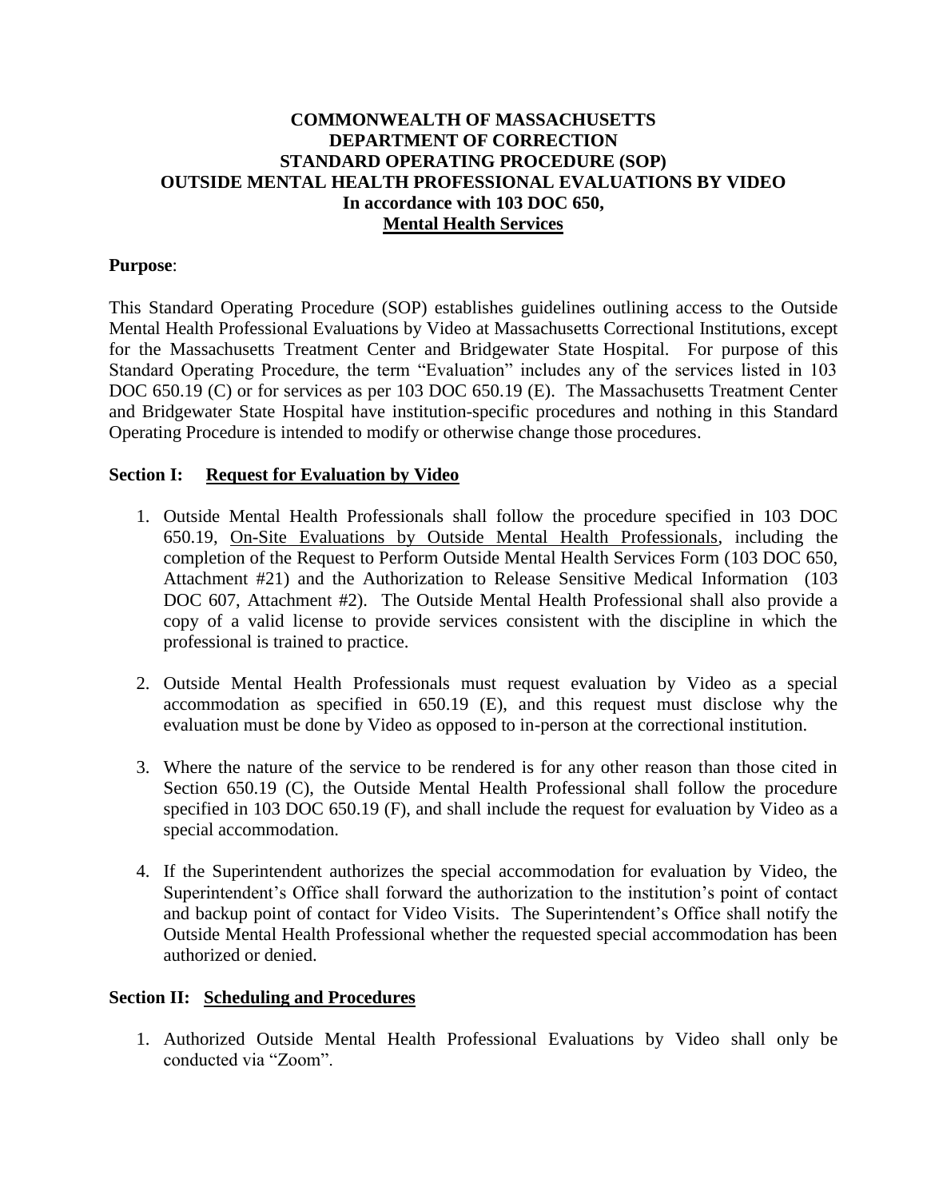# COMMONWEALTH OF MASSACHUSETTS
# DEPARTMENT OF CORRECTION
# STANDARD OPERATING PROCEDURE (SOP)
# OUTSIDE MENTAL HEALTH PROFESSIONAL EVALUATIONS BY VIDEO
# In accordance with 103 DOC 650,
# Mental Health Services

**Purpose**:

This Standard Operating Procedure (SOP) establishes guidelines outlining access to the Outside Mental Health Professional Evaluations by Video at Massachusetts Correctional Institutions, except for the Massachusetts Treatment Center and Bridgewater State Hospital. For purpose of this Standard Operating Procedure, the term "Evaluation" includes any of the services listed in 103 DOC 650.19 (C) or for services as per 103 DOC 650.19 (E). The Massachusetts Treatment Center and Bridgewater State Hospital have institution-specific procedures and nothing in this Standard Operating Procedure is intended to modify or otherwise change those procedures.

## Section I: Request for Evaluation by Video

1. Outside Mental Health Professionals shall follow the procedure specified in 103 DOC 650.19, On-Site Evaluations by Outside Mental Health Professionals, including the completion of the Request to Perform Outside Mental Health Services Form (103 DOC 650, Attachment #21) and the Authorization to Release Sensitive Medical Information (103 DOC 607, Attachment #2). The Outside Mental Health Professional shall also provide a copy of a valid license to provide services consistent with the discipline in which the professional is trained to practice.

2. Outside Mental Health Professionals must request evaluation by Video as a special accommodation as specified in 650.19 (E), and this request must disclose why the evaluation must be done by Video as opposed to in-person at the correctional institution.

3. Where the nature of the service to be rendered is for any other reason than those cited in Section 650.19 (C), the Outside Mental Health Professional shall follow the procedure specified in 103 DOC 650.19 (F), and shall include the request for evaluation by Video as a special accommodation.

4. If the Superintendent authorizes the special accommodation for evaluation by Video, the Superintendent's Office shall forward the authorization to the institution's point of contact and backup point of contact for Video Visits. The Superintendent's Office shall notify the Outside Mental Health Professional whether the requested special accommodation has been authorized or denied.

## Section II: Scheduling and Procedures

1. Authorized Outside Mental Health Professional Evaluations by Video shall only be conducted via "Zoom".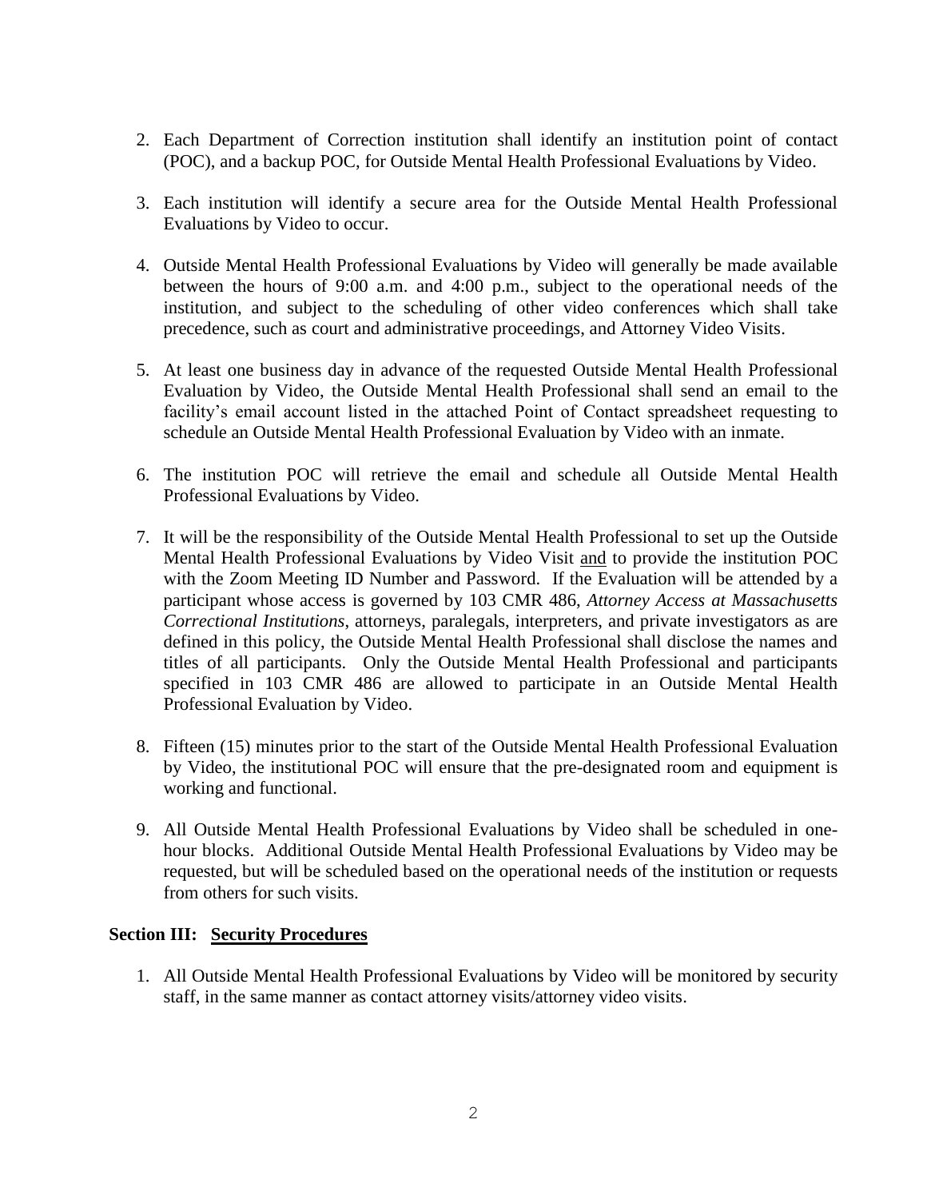2. Each Department of Correction institution shall identify an institution point of contact (POC), and a backup POC, for Outside Mental Health Professional Evaluations by Video.

3. Each institution will identify a secure area for the Outside Mental Health Professional Evaluations by Video to occur.

4. Outside Mental Health Professional Evaluations by Video will generally be made available between the hours of 9:00 a.m. and 4:00 p.m., subject to the operational needs of the institution, and subject to the scheduling of other video conferences which shall take precedence, such as court and administrative proceedings, and Attorney Video Visits.

5. At least one business day in advance of the requested Outside Mental Health Professional Evaluation by Video, the Outside Mental Health Professional shall send an email to the facility's email account listed in the attached Point of Contact spreadsheet requesting to schedule an Outside Mental Health Professional Evaluation by Video with an inmate.

6. The institution POC will retrieve the email and schedule all Outside Mental Health Professional Evaluations by Video.

7. It will be the responsibility of the Outside Mental Health Professional to set up the Outside Mental Health Professional Evaluations by Video Visit <u>and</u> to provide the institution POC with the Zoom Meeting ID Number and Password. If the Evaluation will be attended by a participant whose access is governed by 103 CMR 486, *Attorney Access at Massachusetts Correctional Institutions*, attorneys, paralegals, interpreters, and private investigators as are defined in this policy, the Outside Mental Health Professional shall disclose the names and titles of all participants. Only the Outside Mental Health Professional and participants specified in 103 CMR 486 are allowed to participate in an Outside Mental Health Professional Evaluation by Video.

8. Fifteen (15) minutes prior to the start of the Outside Mental Health Professional Evaluation by Video, the institutional POC will ensure that the pre-designated room and equipment is working and functional.

9. All Outside Mental Health Professional Evaluations by Video shall be scheduled in one-hour blocks. Additional Outside Mental Health Professional Evaluations by Video may be requested, but will be scheduled based on the operational needs of the institution or requests from others for such visits.

**Section III: <u>Security Procedures</u>**

1. All Outside Mental Health Professional Evaluations by Video will be monitored by security staff, in the same manner as contact attorney visits/attorney video visits.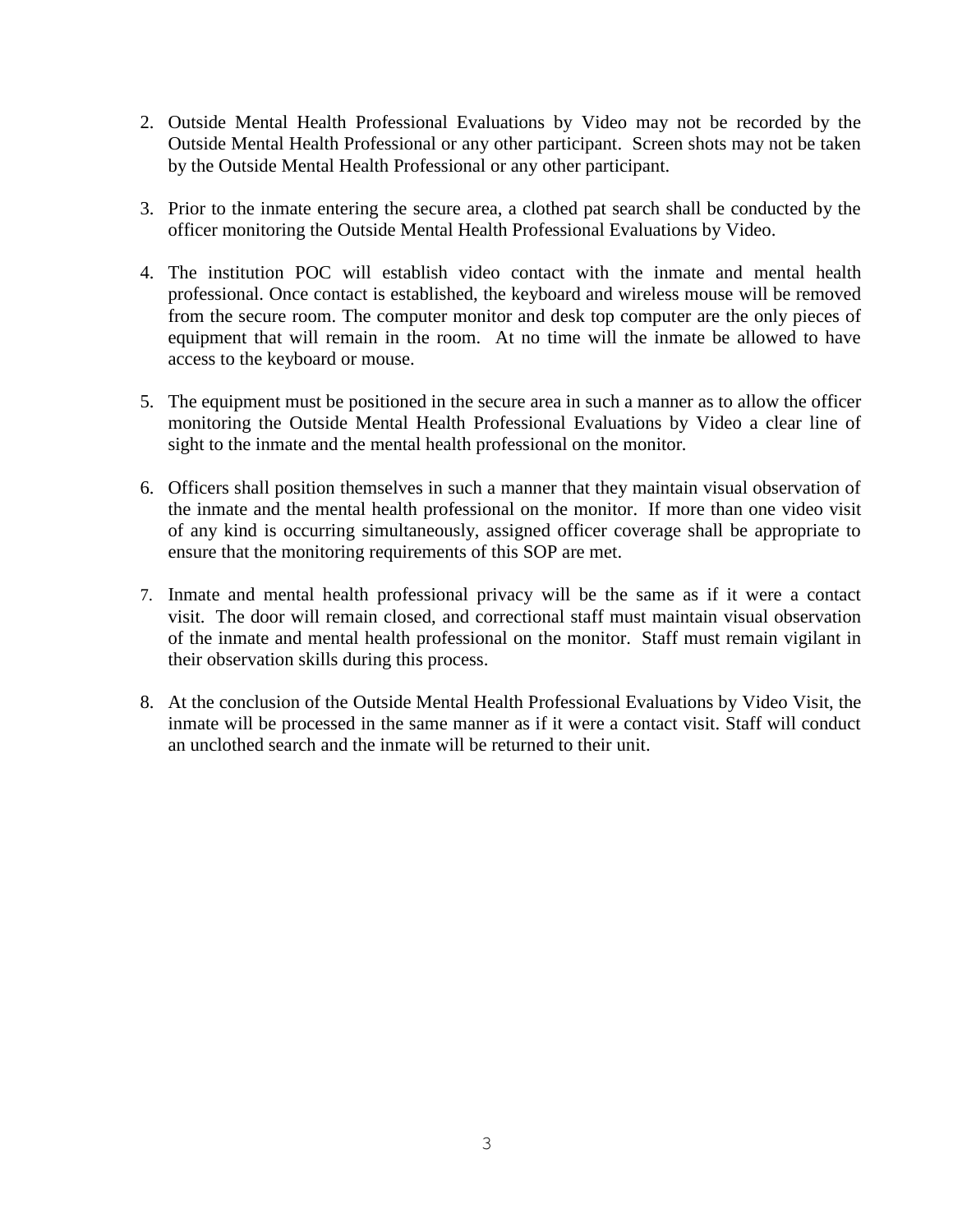2. Outside Mental Health Professional Evaluations by Video may not be recorded by the Outside Mental Health Professional or any other participant. Screen shots may not be taken by the Outside Mental Health Professional or any other participant.

3. Prior to the inmate entering the secure area, a clothed pat search shall be conducted by the officer monitoring the Outside Mental Health Professional Evaluations by Video.

4. The institution POC will establish video contact with the inmate and mental health professional. Once contact is established, the keyboard and wireless mouse will be removed from the secure room. The computer monitor and desk top computer are the only pieces of equipment that will remain in the room. At no time will the inmate be allowed to have access to the keyboard or mouse.

5. The equipment must be positioned in the secure area in such a manner as to allow the officer monitoring the Outside Mental Health Professional Evaluations by Video a clear line of sight to the inmate and the mental health professional on the monitor.

6. Officers shall position themselves in such a manner that they maintain visual observation of the inmate and the mental health professional on the monitor. If more than one video visit of any kind is occurring simultaneously, assigned officer coverage shall be appropriate to ensure that the monitoring requirements of this SOP are met.

7. Inmate and mental health professional privacy will be the same as if it were a contact visit. The door will remain closed, and correctional staff must maintain visual observation of the inmate and mental health professional on the monitor. Staff must remain vigilant in their observation skills during this process.

8. At the conclusion of the Outside Mental Health Professional Evaluations by Video Visit, the inmate will be processed in the same manner as if it were a contact visit. Staff will conduct an unclothed search and the inmate will be returned to their unit.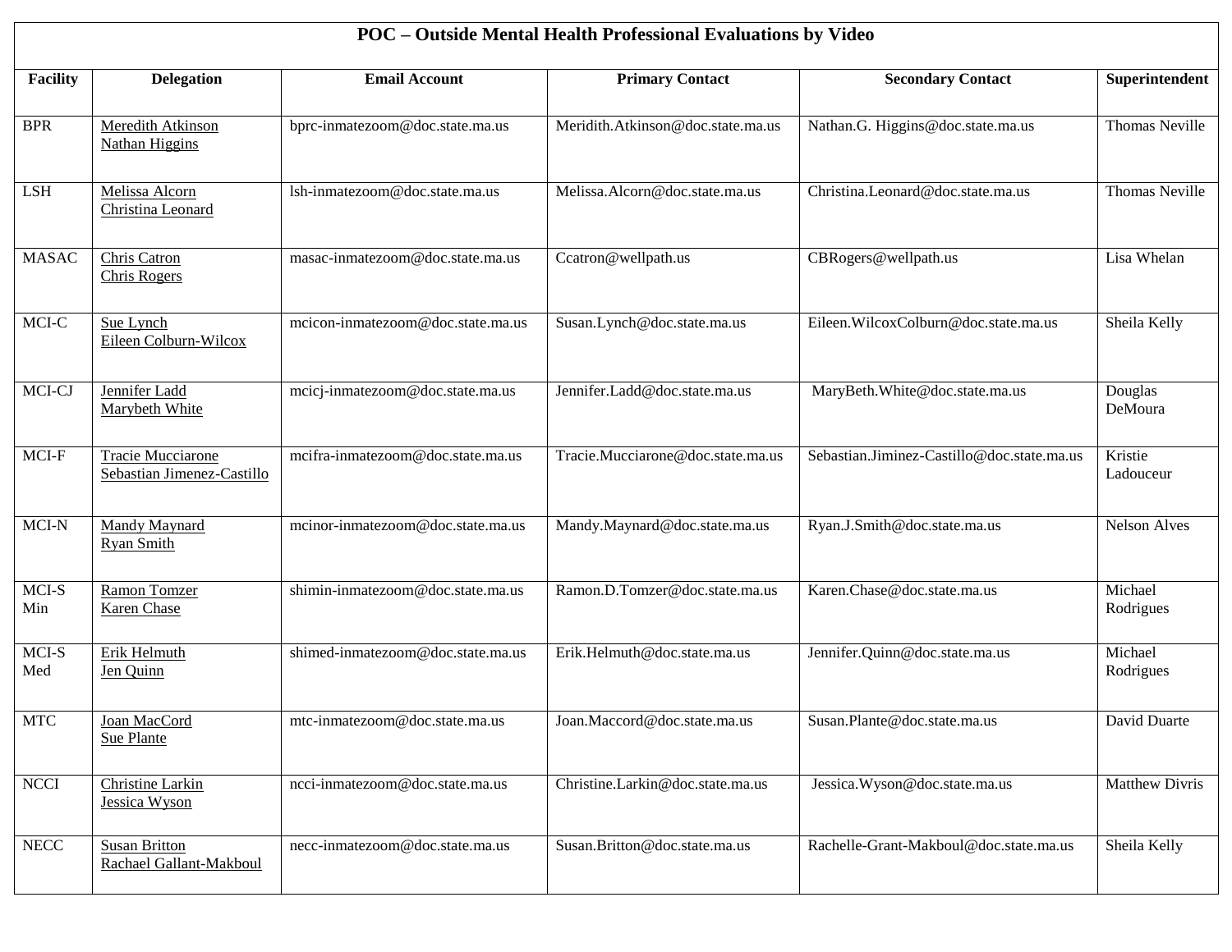**POC – Outside Mental Health Professional Evaluations by Video**

| Facility | Delegation | Email Account | Primary Contact | Secondary Contact | Superintendent |
|---|---|---|---|---|---|
| BPR | Meredith Atkinson<br>Nathan Higgins | bprc-inmatezoom@doc.state.ma.us | Meridith.Atkinson@doc.state.ma.us | Nathan.G. Higgins@doc.state.ma.us | Thomas Neville |
| LSH | Melissa Alcorn<br>Christina Leonard | lsh-inmatezoom@doc.state.ma.us | Melissa.Alcorn@doc.state.ma.us | Christina.Leonard@doc.state.ma.us | Thomas Neville |
| MASAC | Chris Catron<br>Chris Rogers | masac-inmatezoom@doc.state.ma.us | Ccatron@wellpath.us | CBRogers@wellpath.us | Lisa Whelan |
| MCI-C | Sue Lynch<br>Eileen Colburn-Wilcox | mcicon-inmatezoom@doc.state.ma.us | Susan.Lynch@doc.state.ma.us | Eileen.WilcoxColburn@doc.state.ma.us | Sheila Kelly |
| MCI-CJ | Jennifer Ladd<br>Marybeth White | mcicj-inmatezoom@doc.state.ma.us | Jennifer.Ladd@doc.state.ma.us | MaryBeth.White@doc.state.ma.us | Douglas DeMoura |
| MCI-F | Tracie Mucciarone<br>Sebastian Jimenez-Castillo | mcifra-inmatezoom@doc.state.ma.us | Tracie.Mucciarone@doc.state.ma.us | Sebastian.Jiminez-Castillo@doc.state.ma.us | Kristie Ladouceur |
| MCI-N | Mandy Maynard<br>Ryan Smith | mcinor-inmatezoom@doc.state.ma.us | Mandy.Maynard@doc.state.ma.us | Ryan.J.Smith@doc.state.ma.us | Nelson Alves |
| MCI-S Min | Ramon Tomzer<br>Karen Chase | shimin-inmatezoom@doc.state.ma.us | Ramon.D.Tomzer@doc.state.ma.us | Karen.Chase@doc.state.ma.us | Michael Rodrigues |
| MCI-S Med | Erik Helmuth<br>Jen Quinn | shimed-inmatezoom@doc.state.ma.us | Erik.Helmuth@doc.state.ma.us | Jennifer.Quinn@doc.state.ma.us | Michael Rodrigues |
| MTC | Joan MacCord<br>Sue Plante | mtc-inmatezoom@doc.state.ma.us | Joan.Maccord@doc.state.ma.us | Susan.Plante@doc.state.ma.us | David Duarte |
| NCCI | Christine Larkin<br>Jessica Wyson | ncci-inmatezoom@doc.state.ma.us | Christine.Larkin@doc.state.ma.us | Jessica.Wyson@doc.state.ma.us | Matthew Divris |
| NECC | Susan Britton<br>Rachael Gallant-Makboul | necc-inmatezoom@doc.state.ma.us | Susan.Britton@doc.state.ma.us | Rachelle-Grant-Makboul@doc.state.ma.us | Sheila Kelly |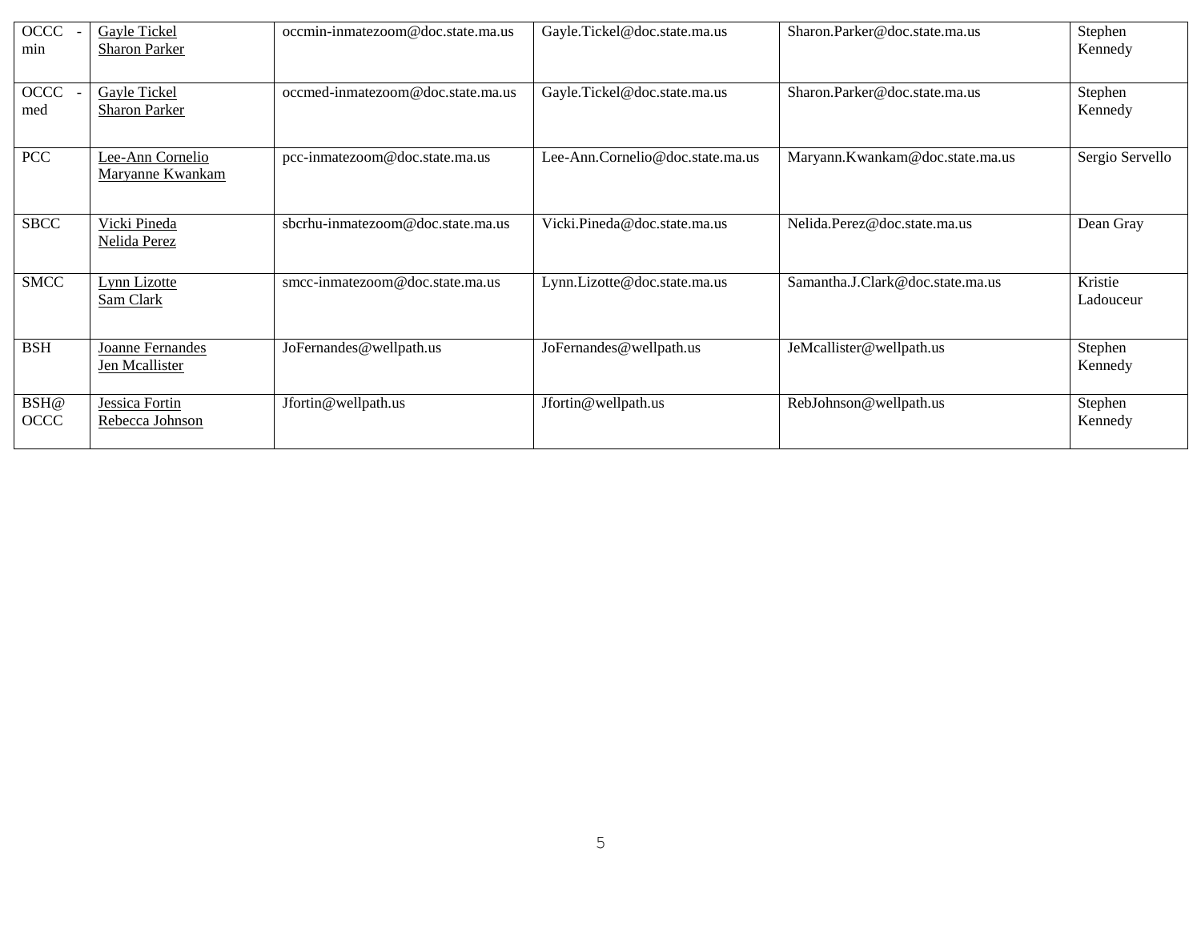| | | | | | |
|---|---|---|---|---|---|
| OCCC - min | Gayle Tickel<br>Sharon Parker | occmin-inmatezoom@doc.state.ma.us | Gayle.Tickel@doc.state.ma.us | Sharon.Parker@doc.state.ma.us | Stephen Kennedy |
| OCCC - med | Gayle Tickel<br>Sharon Parker | occmed-inmatezoom@doc.state.ma.us | Gayle.Tickel@doc.state.ma.us | Sharon.Parker@doc.state.ma.us | Stephen Kennedy |
| PCC | Lee-Ann Cornelio<br>Maryanne Kwankam | pcc-inmatezoom@doc.state.ma.us | Lee-Ann.Cornelio@doc.state.ma.us | Maryann.Kwankam@doc.state.ma.us | Sergio Servello |
| SBCC | Vicki Pineda<br>Nelida Perez | sbcrhu-inmatezoom@doc.state.ma.us | Vicki.Pineda@doc.state.ma.us | Nelida.Perez@doc.state.ma.us | Dean Gray |
| SMCC | Lynn Lizotte<br>Sam Clark | smcc-inmatezoom@doc.state.ma.us | Lynn.Lizotte@doc.state.ma.us | Samantha.J.Clark@doc.state.ma.us | Kristie Ladouceur |
| BSH | Joanne Fernandes<br>Jen Mcallister | JoFernandes@wellpath.us | JoFernandes@wellpath.us | JeMcallister@wellpath.us | Stephen Kennedy |
| BSH@ OCCC | Jessica Fortin<br>Rebecca Johnson | Jfortin@wellpath.us | Jfortin@wellpath.us | RebJohnson@wellpath.us | Stephen Kennedy |